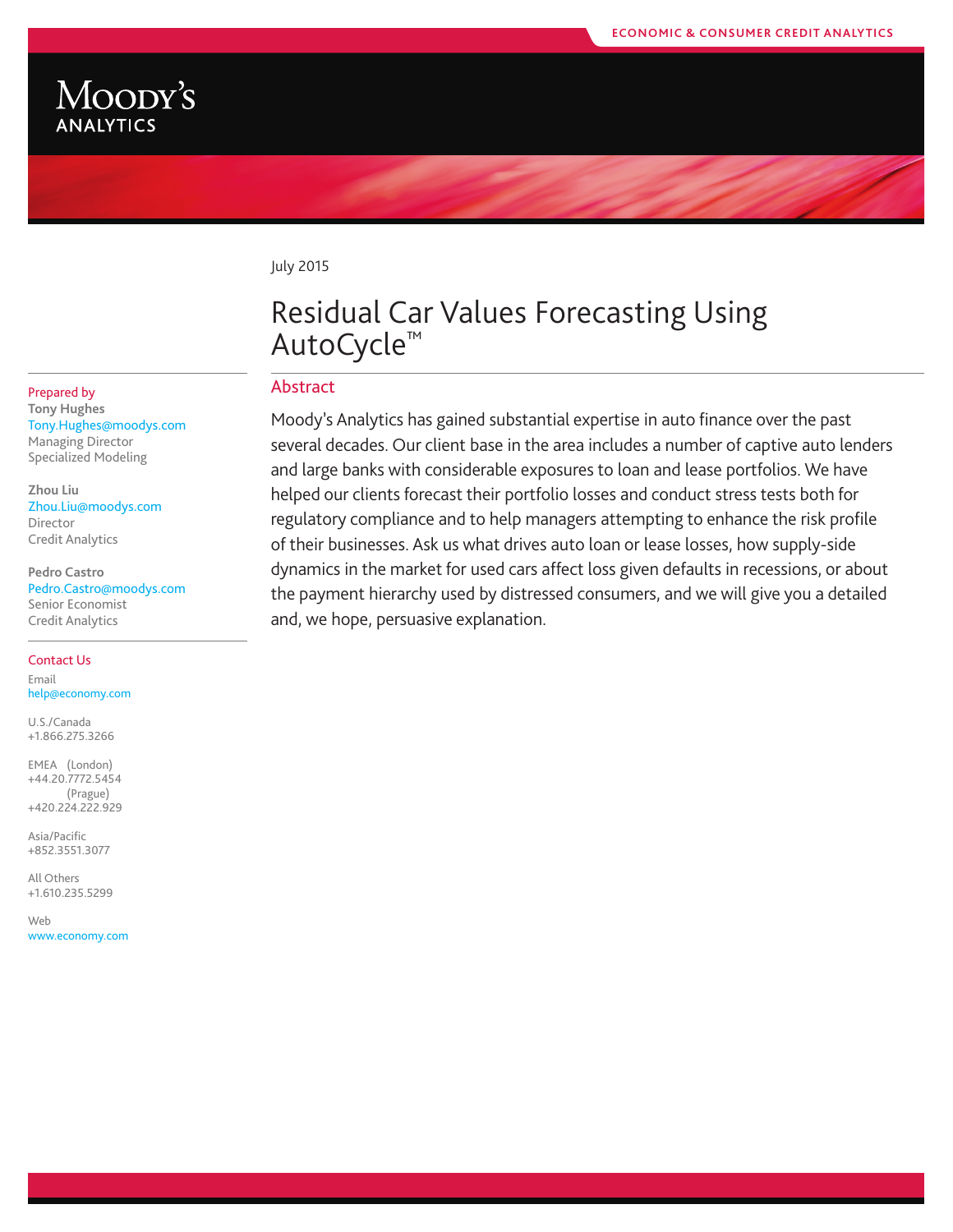ECONOMIC & CONSUMER CREDIT ANALYTICS

MOODY'S ANALYTICS

July 2015

# Residual Car Values Forecasting Using AutoCycle™

Prepared by

**Tony Hughes**
Tony.Hughes@moodys.com
Managing Director
Specialized Modeling

**Zhou Liu**
Zhou.Liu@moodys.com
Director
Credit Analytics

**Pedro Castro**
Pedro.Castro@moodys.com
Senior Economist
Credit Analytics

Contact Us

Email
help@economy.com

U.S./Canada
+1.866.275.3266

EMEA (London)
+44.20.7772.5454
(Prague)
+420.224.222.929

Asia/Pacific
+852.3551.3077

All Others
+1.610.235.5299

Web
www.economy.com

## Abstract

Moody's Analytics has gained substantial expertise in auto finance over the past several decades. Our client base in the area includes a number of captive auto lenders and large banks with considerable exposures to loan and lease portfolios. We have helped our clients forecast their portfolio losses and conduct stress tests both for regulatory compliance and to help managers attempting to enhance the risk profile of their businesses. Ask us what drives auto loan or lease losses, how supply-side dynamics in the market for used cars affect loss given defaults in recessions, or about the payment hierarchy used by distressed consumers, and we will give you a detailed and, we hope, persuasive explanation.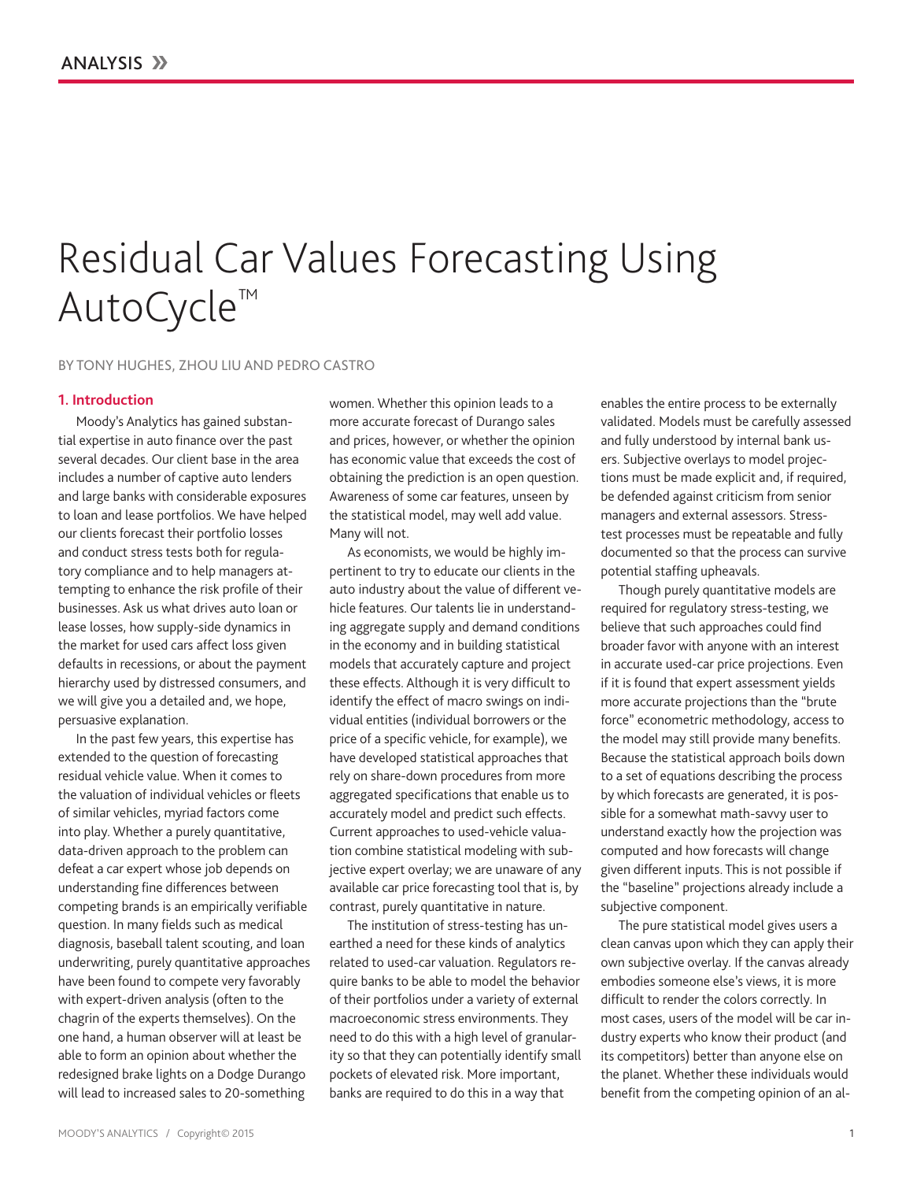# Residual Car Values Forecasting Using AutoCycle™

BY TONY HUGHES, ZHOU LIU AND PEDRO CASTRO

## 1. Introduction

Moody's Analytics has gained substantial expertise in auto finance over the past several decades. Our client base in the area includes a number of captive auto lenders and large banks with considerable exposures to loan and lease portfolios. We have helped our clients forecast their portfolio losses and conduct stress tests both for regulatory compliance and to help managers attempting to enhance the risk profile of their businesses. Ask us what drives auto loan or lease losses, how supply-side dynamics in the market for used cars affect loss given defaults in recessions, or about the payment hierarchy used by distressed consumers, and we will give you a detailed and, we hope, persuasive explanation.

In the past few years, this expertise has extended to the question of forecasting residual vehicle value. When it comes to the valuation of individual vehicles or fleets of similar vehicles, myriad factors come into play. Whether a purely quantitative, data-driven approach to the problem can defeat a car expert whose job depends on understanding fine differences between competing brands is an empirically verifiable question. In many fields such as medical diagnosis, baseball talent scouting, and loan underwriting, purely quantitative approaches have been found to compete very favorably with expert-driven analysis (often to the chagrin of the experts themselves). On the one hand, a human observer will at least be able to form an opinion about whether the redesigned brake lights on a Dodge Durango will lead to increased sales to 20-something women. Whether this opinion leads to a more accurate forecast of Durango sales and prices, however, or whether the opinion has economic value that exceeds the cost of obtaining the prediction is an open question. Awareness of some car features, unseen by the statistical model, may well add value. Many will not.

As economists, we would be highly impertinent to try to educate our clients in the auto industry about the value of different vehicle features. Our talents lie in understanding aggregate supply and demand conditions in the economy and in building statistical models that accurately capture and project these effects. Although it is very difficult to identify the effect of macro swings on individual entities (individual borrowers or the price of a specific vehicle, for example), we have developed statistical approaches that rely on share-down procedures from more aggregated specifications that enable us to accurately model and predict such effects. Current approaches to used-vehicle valuation combine statistical modeling with subjective expert overlay; we are unaware of any available car price forecasting tool that is, by contrast, purely quantitative in nature.

The institution of stress-testing has unearthed a need for these kinds of analytics related to used-car valuation. Regulators require banks to be able to model the behavior of their portfolios under a variety of external macroeconomic stress environments. They need to do this with a high level of granularity so that they can potentially identify small pockets of elevated risk. More important, banks are required to do this in a way that enables the entire process to be externally validated. Models must be carefully assessed and fully understood by internal bank users. Subjective overlays to model projections must be made explicit and, if required, be defended against criticism from senior managers and external assessors. Stress-test processes must be repeatable and fully documented so that the process can survive potential staffing upheavals.

Though purely quantitative models are required for regulatory stress-testing, we believe that such approaches could find broader favor with anyone with an interest in accurate used-car price projections. Even if it is found that expert assessment yields more accurate projections than the "brute force" econometric methodology, access to the model may still provide many benefits. Because the statistical approach boils down to a set of equations describing the process by which forecasts are generated, it is possible for a somewhat math-savvy user to understand exactly how the projection was computed and how forecasts will change given different inputs. This is not possible if the "baseline" projections already include a subjective component.

The pure statistical model gives users a clean canvas upon which they can apply their own subjective overlay. If the canvas already embodies someone else's views, it is more difficult to render the colors correctly. In most cases, users of the model will be car industry experts who know their product (and its competitors) better than anyone else on the planet. Whether these individuals would benefit from the competing opinion of an al-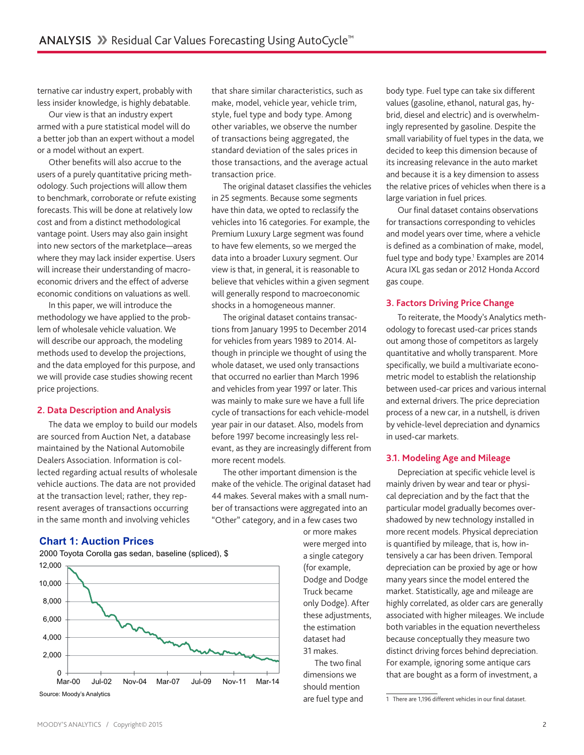ternative car industry expert, probably with less insider knowledge, is highly debatable.

Our view is that an industry expert armed with a pure statistical model will do a better job than an expert without a model or a model without an expert.

Other benefits will also accrue to the users of a purely quantitative pricing methodology. Such projections will allow them to benchmark, corroborate or refute existing forecasts. This will be done at relatively low cost and from a distinct methodological vantage point. Users may also gain insight into new sectors of the marketplace—areas where they may lack insider expertise. Users will increase their understanding of macroeconomic drivers and the effect of adverse economic conditions on valuations as well.

In this paper, we will introduce the methodology we have applied to the problem of wholesale vehicle valuation. We will describe our approach, the modeling methods used to develop the projections, and the data employed for this purpose, and we will provide case studies showing recent price projections.

## 2. Data Description and Analysis

The data we employ to build our models are sourced from Auction Net, a database maintained by the National Automobile Dealers Association. Information is collected regarding actual results of wholesale vehicle auctions. The data are not provided at the transaction level; rather, they represent averages of transactions occurring in the same month and involving vehicles that share similar characteristics, such as make, model, vehicle year, vehicle trim, style, fuel type and body type. Among other variables, we observe the number of transactions being aggregated, the standard deviation of the sales prices in those transactions, and the average actual transaction price.

The original dataset classifies the vehicles in 25 segments. Because some segments have thin data, we opted to reclassify the vehicles into 16 categories. For example, the Premium Luxury Large segment was found to have few elements, so we merged the data into a broader Luxury segment. Our view is that, in general, it is reasonable to believe that vehicles within a given segment will generally respond to macroeconomic shocks in a homogeneous manner.

The original dataset contains transactions from January 1995 to December 2014 for vehicles from years 1989 to 2014. Although in principle we thought of using the whole dataset, we used only transactions that occurred no earlier than March 1996 and vehicles from year 1997 or later. This was mainly to make sure we have a full life cycle of transactions for each vehicle-model year pair in our dataset. Also, models from before 1997 become increasingly less relevant, as they are increasingly different from more recent models.

The other important dimension is the make of the vehicle. The original dataset had 44 makes. Several makes with a small number of transactions were aggregated into an "Other" category, and in a few cases two or more makes were merged into a single category (for example, Dodge and Dodge Truck became only Dodge). After these adjustments, the estimation dataset had 31 makes.

**Chart 1: Auction Prices**

2000 Toyota Corolla gas sedan, baseline (spliced), $

12,000
10,000
8,000
6,000
4,000
2,000
0
Mar-00 Jul-02 Nov-04 Mar-07 Jul-09 Nov-11 Mar-14

Source: Moody's Analytics

The two final dimensions we should mention are fuel type and body type. Fuel type can take six different values (gasoline, ethanol, natural gas, hybrid, diesel and electric) and is overwhelmingly represented by gasoline. Despite the small variability of fuel types in the data, we decided to keep this dimension because of its increasing relevance in the auto market and because it is a key dimension to assess the relative prices of vehicles when there is a large variation in fuel prices.

Our final dataset contains observations for transactions corresponding to vehicles and model years over time, where a vehicle is defined as a combination of make, model, fuel type and body type.[1] Examples are 2014 Acura IXL gas sedan or 2012 Honda Accord gas coupe.

## 3. Factors Driving Price Change

To reiterate, the Moody's Analytics methodology to forecast used-car prices stands out among those of competitors as largely quantitative and wholly transparent. More specifically, we build a multivariate econometric model to establish the relationship between used-car prices and various internal and external drivers. The price depreciation process of a new car, in a nutshell, is driven by vehicle-level depreciation and dynamics in used-car markets.

### 3.1. Modeling Age and Mileage

Depreciation at specific vehicle level is mainly driven by wear and tear or physical depreciation and by the fact that the particular model gradually becomes overshadowed by new technology installed in more recent models. Physical depreciation is quantified by mileage, that is, how intensively a car has been driven. Temporal depreciation can be proxied by age or how many years since the model entered the market. Statistically, age and mileage are highly correlated, as older cars are generally associated with higher mileages. We include both variables in the equation nevertheless because conceptually they measure two distinct driving forces behind depreciation. For example, ignoring some antique cars that are bought as a form of investment, a

1 There are 1,196 different vehicles in our final dataset.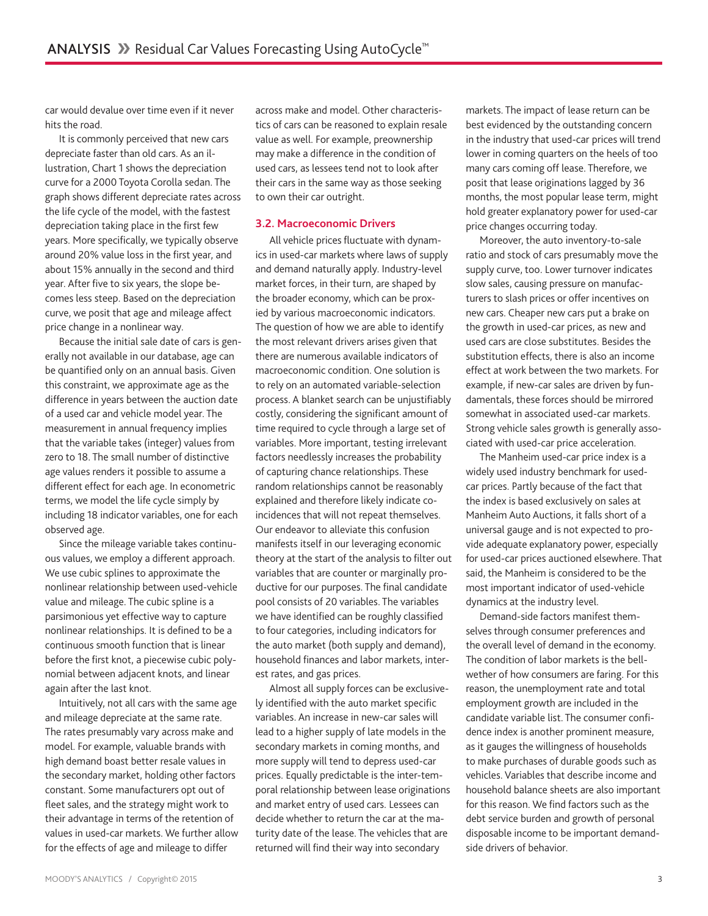car would devalue over time even if it never hits the road.

It is commonly perceived that new cars depreciate faster than old cars. As an illustration, Chart 1 shows the depreciation curve for a 2000 Toyota Corolla sedan. The graph shows different depreciate rates across the life cycle of the model, with the fastest depreciation taking place in the first few years. More specifically, we typically observe around 20% value loss in the first year, and about 15% annually in the second and third year. After five to six years, the slope becomes less steep. Based on the depreciation curve, we posit that age and mileage affect price change in a nonlinear way.

Because the initial sale date of cars is generally not available in our database, age can be quantified only on an annual basis. Given this constraint, we approximate age as the difference in years between the auction date of a used car and vehicle model year. The measurement in annual frequency implies that the variable takes (integer) values from zero to 18. The small number of distinctive age values renders it possible to assume a different effect for each age. In econometric terms, we model the life cycle simply by including 18 indicator variables, one for each observed age.

Since the mileage variable takes continuous values, we employ a different approach. We use cubic splines to approximate the nonlinear relationship between used-vehicle value and mileage. The cubic spline is a parsimonious yet effective way to capture nonlinear relationships. It is defined to be a continuous smooth function that is linear before the first knot, a piecewise cubic polynomial between adjacent knots, and linear again after the last knot.

Intuitively, not all cars with the same age and mileage depreciate at the same rate. The rates presumably vary across make and model. For example, valuable brands with high demand boast better resale values in the secondary market, holding other factors constant. Some manufacturers opt out of fleet sales, and the strategy might work to their advantage in terms of the retention of values in used-car markets. We further allow for the effects of age and mileage to differ across make and model. Other characteristics of cars can be reasoned to explain resale value as well. For example, preownership may make a difference in the condition of used cars, as lessees tend not to look after their cars in the same way as those seeking to own their car outright.

### 3.2. Macroeconomic Drivers

All vehicle prices fluctuate with dynamics in used-car markets where laws of supply and demand naturally apply. Industry-level market forces, in their turn, are shaped by the broader economy, which can be proxied by various macroeconomic indicators. The question of how we are able to identify the most relevant drivers arises given that there are numerous available indicators of macroeconomic condition. One solution is to rely on an automated variable-selection process. A blanket search can be unjustifiably costly, considering the significant amount of time required to cycle through a large set of variables. More important, testing irrelevant factors needlessly increases the probability of capturing chance relationships. These random relationships cannot be reasonably explained and therefore likely indicate coincidences that will not repeat themselves. Our endeavor to alleviate this confusion manifests itself in our leveraging economic theory at the start of the analysis to filter out variables that are counter or marginally productive for our purposes. The final candidate pool consists of 20 variables. The variables we have identified can be roughly classified to four categories, including indicators for the auto market (both supply and demand), household finances and labor markets, interest rates, and gas prices.

Almost all supply forces can be exclusively identified with the auto market specific variables. An increase in new-car sales will lead to a higher supply of late models in the secondary markets in coming months, and more supply will tend to depress used-car prices. Equally predictable is the inter-temporal relationship between lease originations and market entry of used cars. Lessees can decide whether to return the car at the maturity date of the lease. The vehicles that are returned will find their way into secondary markets. The impact of lease return can be best evidenced by the outstanding concern in the industry that used-car prices will trend lower in coming quarters on the heels of too many cars coming off lease. Therefore, we posit that lease originations lagged by 36 months, the most popular lease term, might hold greater explanatory power for used-car price changes occurring today.

Moreover, the auto inventory-to-sale ratio and stock of cars presumably move the supply curve, too. Lower turnover indicates slow sales, causing pressure on manufacturers to slash prices or offer incentives on new cars. Cheaper new cars put a brake on the growth in used-car prices, as new and used cars are close substitutes. Besides the substitution effects, there is also an income effect at work between the two markets. For example, if new-car sales are driven by fundamentals, these forces should be mirrored somewhat in associated used-car markets. Strong vehicle sales growth is generally associated with used-car price acceleration.

The Manheim used-car price index is a widely used industry benchmark for used-car prices. Partly because of the fact that the index is based exclusively on sales at Manheim Auto Auctions, it falls short of a universal gauge and is not expected to provide adequate explanatory power, especially for used-car prices auctioned elsewhere. That said, the Manheim is considered to be the most important indicator of used-vehicle dynamics at the industry level.

Demand-side factors manifest themselves through consumer preferences and the overall level of demand in the economy. The condition of labor markets is the bellwether of how consumers are faring. For this reason, the unemployment rate and total employment growth are included in the candidate variable list. The consumer confidence index is another prominent measure, as it gauges the willingness of households to make purchases of durable goods such as vehicles. Variables that describe income and household balance sheets are also important for this reason. We find factors such as the debt service burden and growth of personal disposable income to be important demand-side drivers of behavior.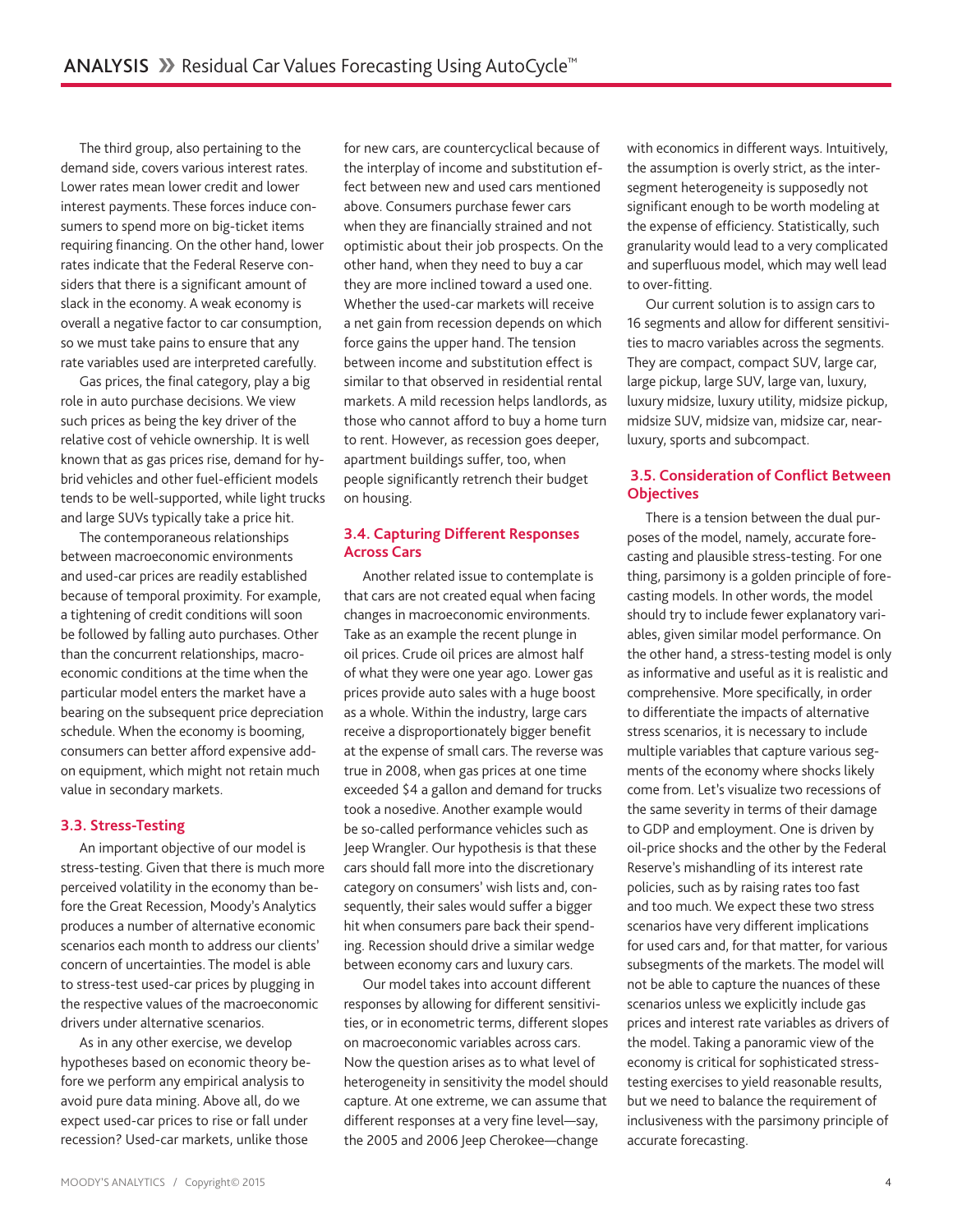The third group, also pertaining to the demand side, covers various interest rates. Lower rates mean lower credit and lower interest payments. These forces induce consumers to spend more on big-ticket items requiring financing. On the other hand, lower rates indicate that the Federal Reserve considers that there is a significant amount of slack in the economy. A weak economy is overall a negative factor to car consumption, so we must take pains to ensure that any rate variables used are interpreted carefully.

Gas prices, the final category, play a big role in auto purchase decisions. We view such prices as being the key driver of the relative cost of vehicle ownership. It is well known that as gas prices rise, demand for hybrid vehicles and other fuel-efficient models tends to be well-supported, while light trucks and large SUVs typically take a price hit.

The contemporaneous relationships between macroeconomic environments and used-car prices are readily established because of temporal proximity. For example, a tightening of credit conditions will soon be followed by falling auto purchases. Other than the concurrent relationships, macroeconomic conditions at the time when the particular model enters the market have a bearing on the subsequent price depreciation schedule. When the economy is booming, consumers can better afford expensive add-on equipment, which might not retain much value in secondary markets.

### 3.3. Stress-Testing

An important objective of our model is stress-testing. Given that there is much more perceived volatility in the economy than before the Great Recession, Moody's Analytics produces a number of alternative economic scenarios each month to address our clients' concern of uncertainties. The model is able to stress-test used-car prices by plugging in the respective values of the macroeconomic drivers under alternative scenarios.

As in any other exercise, we develop hypotheses based on economic theory before we perform any empirical analysis to avoid pure data mining. Above all, do we expect used-car prices to rise or fall under recession? Used-car markets, unlike those for new cars, are countercyclical because of the interplay of income and substitution effect between new and used cars mentioned above. Consumers purchase fewer cars when they are financially strained and not optimistic about their job prospects. On the other hand, when they need to buy a car they are more inclined toward a used one. Whether the used-car markets will receive a net gain from recession depends on which force gains the upper hand. The tension between income and substitution effect is similar to that observed in residential rental markets. A mild recession helps landlords, as those who cannot afford to buy a home turn to rent. However, as recession goes deeper, apartment buildings suffer, too, when people significantly retrench their budget on housing.

### 3.4. Capturing Different Responses Across Cars

Another related issue to contemplate is that cars are not created equal when facing changes in macroeconomic environments. Take as an example the recent plunge in oil prices. Crude oil prices are almost half of what they were one year ago. Lower gas prices provide auto sales with a huge boost as a whole. Within the industry, large cars receive a disproportionately bigger benefit at the expense of small cars. The reverse was true in 2008, when gas prices at one time exceeded $4 a gallon and demand for trucks took a nosedive. Another example would be so-called performance vehicles such as Jeep Wrangler. Our hypothesis is that these cars should fall more into the discretionary category on consumers' wish lists and, consequently, their sales would suffer a bigger hit when consumers pare back their spending. Recession should drive a similar wedge between economy cars and luxury cars.

Our model takes into account different responses by allowing for different sensitivities, or in econometric terms, different slopes on macroeconomic variables across cars. Now the question arises as to what level of heterogeneity in sensitivity the model should capture. At one extreme, we can assume that different responses at a very fine level—say, the 2005 and 2006 Jeep Cherokee—change with economics in different ways. Intuitively, the assumption is overly strict, as the inter-segment heterogeneity is supposedly not significant enough to be worth modeling at the expense of efficiency. Statistically, such granularity would lead to a very complicated and superfluous model, which may well lead to over-fitting.

Our current solution is to assign cars to 16 segments and allow for different sensitivities to macro variables across the segments. They are compact, compact SUV, large car, large pickup, large SUV, large van, luxury, luxury midsize, luxury utility, midsize pickup, midsize SUV, midsize van, midsize car, near-luxury, sports and subcompact.

### 3.5. Consideration of Conflict Between Objectives

There is a tension between the dual purposes of the model, namely, accurate forecasting and plausible stress-testing. For one thing, parsimony is a golden principle of forecasting models. In other words, the model should try to include fewer explanatory variables, given similar model performance. On the other hand, a stress-testing model is only as informative and useful as it is realistic and comprehensive. More specifically, in order to differentiate the impacts of alternative stress scenarios, it is necessary to include multiple variables that capture various segments of the economy where shocks likely come from. Let's visualize two recessions of the same severity in terms of their damage to GDP and employment. One is driven by oil-price shocks and the other by the Federal Reserve's mishandling of its interest rate policies, such as by raising rates too fast and too much. We expect these two stress scenarios have very different implications for used cars and, for that matter, for various subsegments of the markets. The model will not be able to capture the nuances of these scenarios unless we explicitly include gas prices and interest rate variables as drivers of the model. Taking a panoramic view of the economy is critical for sophisticated stress-testing exercises to yield reasonable results, but we need to balance the requirement of inclusiveness with the parsimony principle of accurate forecasting.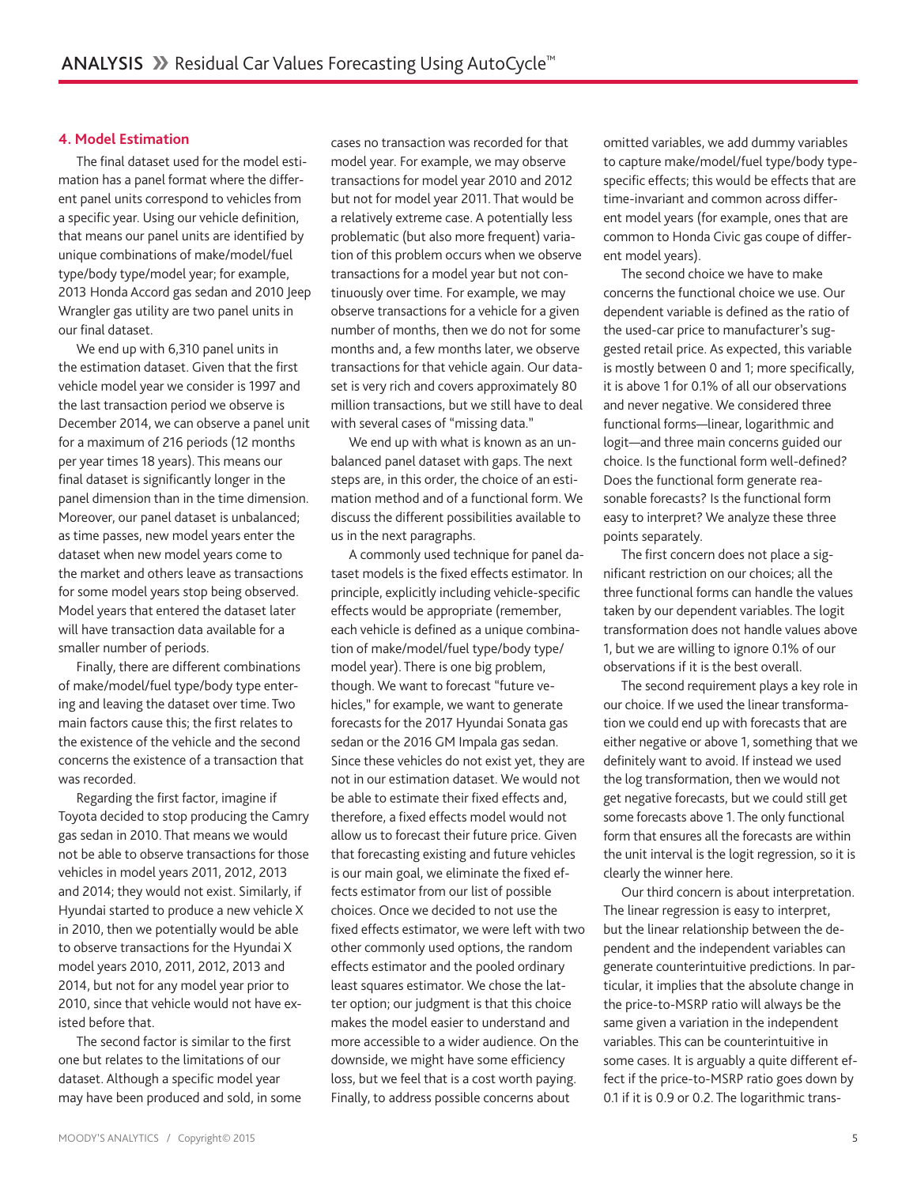### 4. Model Estimation

The final dataset used for the model estimation has a panel format where the different panel units correspond to vehicles from a specific year. Using our vehicle definition, that means our panel units are identified by unique combinations of make/model/fuel type/body type/model year; for example, 2013 Honda Accord gas sedan and 2010 Jeep Wrangler gas utility are two panel units in our final dataset.

We end up with 6,310 panel units in the estimation dataset. Given that the first vehicle model year we consider is 1997 and the last transaction period we observe is December 2014, we can observe a panel unit for a maximum of 216 periods (12 months per year times 18 years). This means our final dataset is significantly longer in the panel dimension than in the time dimension. Moreover, our panel dataset is unbalanced; as time passes, new model years enter the dataset when new model years come to the market and others leave as transactions for some model years stop being observed. Model years that entered the dataset later will have transaction data available for a smaller number of periods.

Finally, there are different combinations of make/model/fuel type/body type entering and leaving the dataset over time. Two main factors cause this; the first relates to the existence of the vehicle and the second concerns the existence of a transaction that was recorded.

Regarding the first factor, imagine if Toyota decided to stop producing the Camry gas sedan in 2010. That means we would not be able to observe transactions for those vehicles in model years 2011, 2012, 2013 and 2014; they would not exist. Similarly, if Hyundai started to produce a new vehicle X in 2010, then we potentially would be able to observe transactions for the Hyundai X model years 2010, 2011, 2012, 2013 and 2014, but not for any model year prior to 2010, since that vehicle would not have existed before that.

The second factor is similar to the first one but relates to the limitations of our dataset. Although a specific model year may have been produced and sold, in some cases no transaction was recorded for that model year. For example, we may observe transactions for model year 2010 and 2012 but not for model year 2011. That would be a relatively extreme case. A potentially less problematic (but also more frequent) variation of this problem occurs when we observe transactions for a model year but not continuously over time. For example, we may observe transactions for a vehicle for a given number of months, then we do not for some months and, a few months later, we observe transactions for that vehicle again. Our dataset is very rich and covers approximately 80 million transactions, but we still have to deal with several cases of "missing data."

We end up with what is known as an unbalanced panel dataset with gaps. The next steps are, in this order, the choice of an estimation method and of a functional form. We discuss the different possibilities available to us in the next paragraphs.

A commonly used technique for panel dataset models is the fixed effects estimator. In principle, explicitly including vehicle-specific effects would be appropriate (remember, each vehicle is defined as a unique combination of make/model/fuel type/body type/model year). There is one big problem, though. We want to forecast "future vehicles," for example, we want to generate forecasts for the 2017 Hyundai Sonata gas sedan or the 2016 GM Impala gas sedan. Since these vehicles do not exist yet, they are not in our estimation dataset. We would not be able to estimate their fixed effects and, therefore, a fixed effects model would not allow us to forecast their future price. Given that forecasting existing and future vehicles is our main goal, we eliminate the fixed effects estimator from our list of possible choices. Once we decided to not use the fixed effects estimator, we were left with two other commonly used options, the random effects estimator and the pooled ordinary least squares estimator. We chose the latter option; our judgment is that this choice makes the model easier to understand and more accessible to a wider audience. On the downside, we might have some efficiency loss, but we feel that is a cost worth paying. Finally, to address possible concerns about omitted variables, we add dummy variables to capture make/model/fuel type/body type-specific effects; this would be effects that are time-invariant and common across different model years (for example, ones that are common to Honda Civic gas coupe of different model years).

The second choice we have to make concerns the functional choice we use. Our dependent variable is defined as the ratio of the used-car price to manufacturer's suggested retail price. As expected, this variable is mostly between 0 and 1; more specifically, it is above 1 for 0.1% of all our observations and never negative. We considered three functional forms—linear, logarithmic and logit—and three main concerns guided our choice. Is the functional form well-defined? Does the functional form generate reasonable forecasts? Is the functional form easy to interpret? We analyze these three points separately.

The first concern does not place a significant restriction on our choices; all the three functional forms can handle the values taken by our dependent variables. The logit transformation does not handle values above 1, but we are willing to ignore 0.1% of our observations if it is the best overall.

The second requirement plays a key role in our choice. If we used the linear transformation we could end up with forecasts that are either negative or above 1, something that we definitely want to avoid. If instead we used the log transformation, then we would not get negative forecasts, but we could still get some forecasts above 1. The only functional form that ensures all the forecasts are within the unit interval is the logit regression, so it is clearly the winner here.

Our third concern is about interpretation. The linear regression is easy to interpret, but the linear relationship between the dependent and the independent variables can generate counterintuitive predictions. In particular, it implies that the absolute change in the price-to-MSRP ratio will always be the same given a variation in the independent variables. This can be counterintuitive in some cases. It is arguably a quite different effect if the price-to-MSRP ratio goes down by 0.1 if it is 0.9 or 0.2. The logarithmic trans-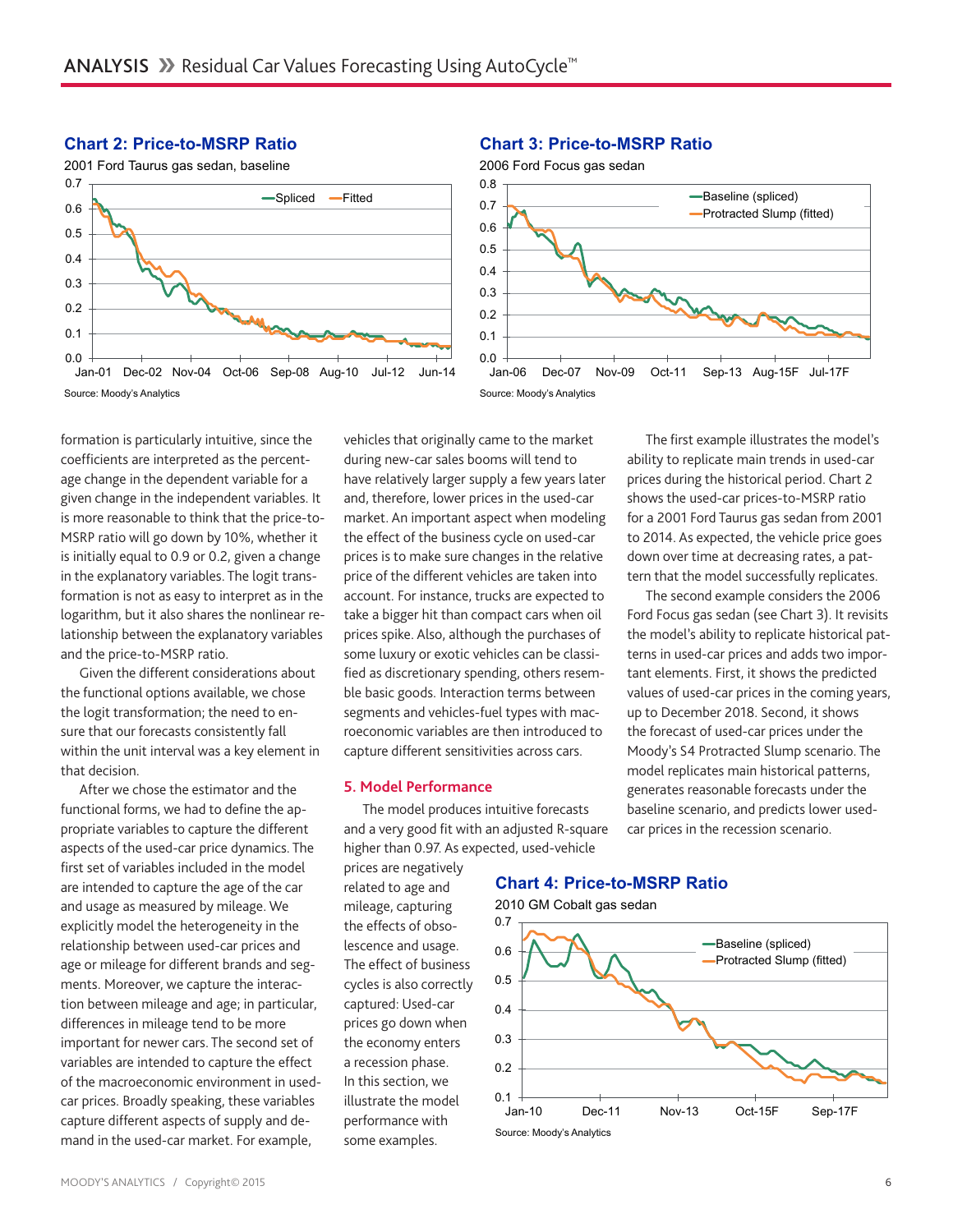### Chart 2: Price-to-MSRP Ratio

2001 Ford Taurus gas sedan, baseline

0.7
0.6
0.5
0.4
0.3
0.2
0.1
0.0

Spliced
Fitted

Jan-01 Dec-02 Nov-04 Oct-06 Sep-08 Aug-10 Jul-12 Jun-14

Source: Moody's Analytics

### Chart 3: Price-to-MSRP Ratio

2006 Ford Focus gas sedan

0.8
0.7
0.6
0.5
0.4
0.3
0.2
0.1
0.0

Baseline (spliced)
Protracted Slump (fitted)

Jan-06 Dec-07 Nov-09 Oct-11 Sep-13 Aug-15F Jul-17F

Source: Moody's Analytics

formation is particularly intuitive, since the coefficients are interpreted as the percentage change in the dependent variable for a given change in the independent variables. It is more reasonable to think that the price-to-MSRP ratio will go down by 10%, whether it is initially equal to 0.9 or 0.2, given a change in the explanatory variables. The logit transformation is not as easy to interpret as in the logarithm, but it also shares the nonlinear relationship between the explanatory variables and the price-to-MSRP ratio.

Given the different considerations about the functional options available, we chose the logit transformation; the need to ensure that our forecasts consistently fall within the unit interval was a key element in that decision.

After we chose the estimator and the functional forms, we had to define the appropriate variables to capture the different aspects of the used-car price dynamics. The first set of variables included in the model are intended to capture the age of the car and usage as measured by mileage. We explicitly model the heterogeneity in the relationship between used-car prices and age or mileage for different brands and segments. Moreover, we capture the interaction between mileage and age; in particular, differences in mileage tend to be more important for newer cars. The second set of variables are intended to capture the effect of the macroeconomic environment in used-car prices. Broadly speaking, these variables capture different aspects of supply and demand in the used-car market. For example, vehicles that originally came to the market during new-car sales booms will tend to have relatively larger supply a few years later and, therefore, lower prices in the used-car market. An important aspect when modeling the effect of the business cycle on used-car prices is to make sure changes in the relative price of the different vehicles are taken into account. For instance, trucks are expected to take a bigger hit than compact cars when oil prices spike. Also, although the purchases of some luxury or exotic vehicles can be classified as discretionary spending, others resemble basic goods. Interaction terms between segments and vehicles-fuel types with macroeconomic variables are then introduced to capture different sensitivities across cars.

## 5. Model Performance

The model produces intuitive forecasts and a very good fit with an adjusted R-square higher than 0.97. As expected, used-vehicle prices are negatively related to age and mileage, capturing the effects of obsolescence and usage. The effect of business cycles is also correctly captured: Used-car prices go down when the economy enters a recession phase. In this section, we illustrate the model performance with some examples.

The first example illustrates the model's ability to replicate main trends in used-car prices during the historical period. Chart 2 shows the used-car prices-to-MSRP ratio for a 2001 Ford Taurus gas sedan from 2001 to 2014. As expected, the vehicle price goes down over time at decreasing rates, a pattern that the model successfully replicates.

The second example considers the 2006 Ford Focus gas sedan (see Chart 3). It revisits the model's ability to replicate historical patterns in used-car prices and adds two important elements. First, it shows the predicted values of used-car prices in the coming years, up to December 2018. Second, it shows the forecast of used-car prices under the Moody's S4 Protracted Slump scenario. The model replicates main historical patterns, generates reasonable forecasts under the baseline scenario, and predicts lower used-car prices in the recession scenario.

### Chart 4: Price-to-MSRP Ratio

2010 GM Cobalt gas sedan

0.7
0.6
0.5
0.4
0.3
0.2
0.1

Baseline (spliced)
Protracted Slump (fitted)

Jan-10 Dec-11 Nov-13 Oct-15F Sep-17F

Source: Moody's Analytics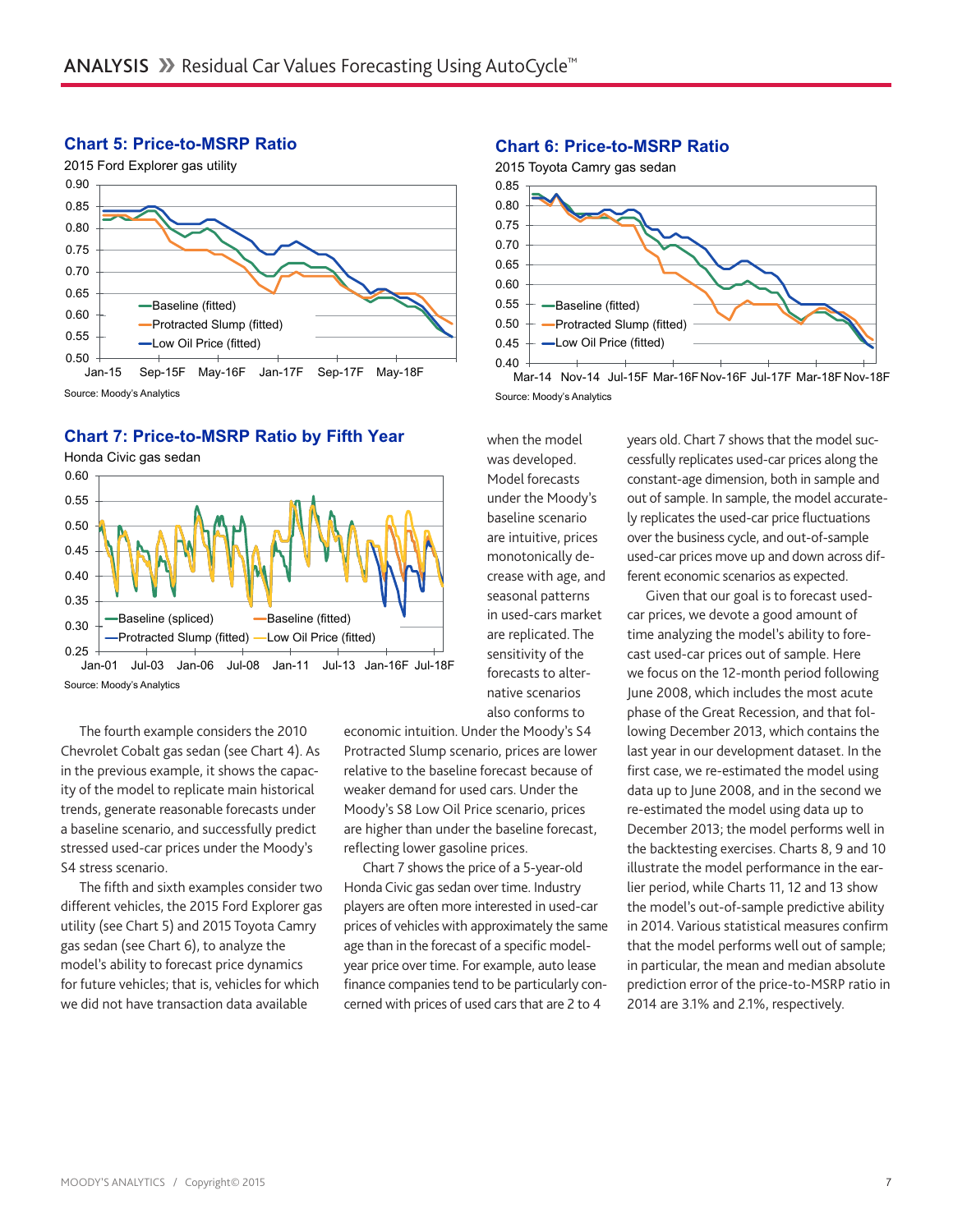### Chart 5: Price-to-MSRP Ratio

2015 Ford Explorer gas utility

0.90
0.85
0.80
0.75
0.70
0.65
0.60
0.55
0.50

Jan-15 Sep-15F May-16F Jan-17F Sep-17F May-18F

Baseline (fitted)
Protracted Slump (fitted)
Low Oil Price (fitted)

Source: Moody's Analytics

### Chart 6: Price-to-MSRP Ratio

2015 Toyota Camry gas sedan

0.85
0.80
0.75
0.70
0.65
0.60
0.55
0.50
0.45
0.40

Mar-14 Nov-14 Jul-15F Mar-16F Nov-16F Jul-17F Mar-18F Nov-18F

Baseline (fitted)
Protracted Slump (fitted)
Low Oil Price (fitted)

Source: Moody's Analytics

### Chart 7: Price-to-MSRP Ratio by Fifth Year

Honda Civic gas sedan

0.60
0.55
0.50
0.45
0.40
0.35
0.30
0.25

Jan-01 Jul-03 Jan-06 Jul-08 Jan-11 Jul-13 Jan-16F Jul-18F

Baseline (spliced)
Baseline (fitted)
Protracted Slump (fitted)
Low Oil Price (fitted)

Source: Moody's Analytics

The fourth example considers the 2010 Chevrolet Cobalt gas sedan (see Chart 4). As in the previous example, it shows the capacity of the model to replicate main historical trends, generate reasonable forecasts under a baseline scenario, and successfully predict stressed used-car prices under the Moody's S4 stress scenario.

The fifth and sixth examples consider two different vehicles, the 2015 Ford Explorer gas utility (see Chart 5) and 2015 Toyota Camry gas sedan (see Chart 6), to analyze the model's ability to forecast price dynamics for future vehicles; that is, vehicles for which we did not have transaction data available when the model was developed. Model forecasts under the Moody's baseline scenario are intuitive, prices monotonically decrease with age, and seasonal patterns in used-cars market are replicated. The sensitivity of the forecasts to alternative scenarios also conforms to economic intuition. Under the Moody's S4 Protracted Slump scenario, prices are lower relative to the baseline forecast because of weaker demand for used cars. Under the Moody's S8 Low Oil Price scenario, prices are higher than under the baseline forecast, reflecting lower gasoline prices.

Chart 7 shows the price of a 5-year-old Honda Civic gas sedan over time. Industry players are often more interested in used-car prices of vehicles with approximately the same age than in the forecast of a specific model-year price over time. For example, auto lease finance companies tend to be particularly concerned with prices of used cars that are 2 to 4 years old. Chart 7 shows that the model successfully replicates used-car prices along the constant-age dimension, both in sample and out of sample. In sample, the model accurately replicates the used-car price fluctuations over the business cycle, and out-of-sample used-car prices move up and down across different economic scenarios as expected.

Given that our goal is to forecast used-car prices, we devote a good amount of time analyzing the model's ability to forecast used-car prices out of sample. Here we focus on the 12-month period following June 2008, which includes the most acute phase of the Great Recession, and that following December 2013, which contains the last year in our development dataset. In the first case, we re-estimated the model using data up to June 2008, and in the second we re-estimated the model using data up to December 2013; the model performs well in the backtesting exercises. Charts 8, 9 and 10 illustrate the model performance in the earlier period, while Charts 11, 12 and 13 show the model's out-of-sample predictive ability in 2014. Various statistical measures confirm that the model performs well out of sample; in particular, the mean and median absolute prediction error of the price-to-MSRP ratio in 2014 are 3.1% and 2.1%, respectively.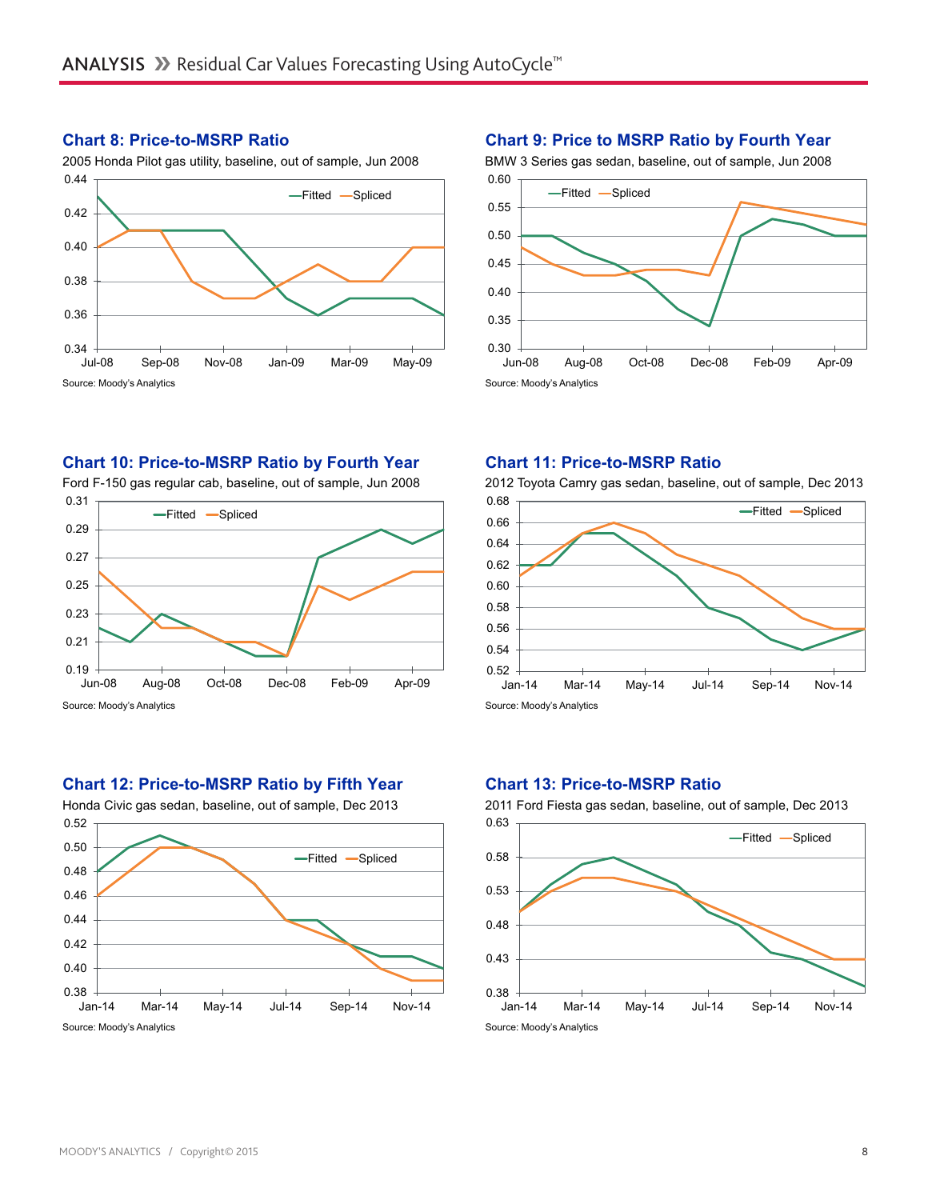### Chart 8: Price-to-MSRP Ratio

2005 Honda Pilot gas utility, baseline, out of sample, Jun 2008

Fitted
Spliced

0.44
0.42
0.40
0.38
0.36
0.34

Jul-08
Sep-08
Nov-08
Jan-09
Mar-09
May-09

Source: Moody's Analytics

### Chart 9: Price to MSRP Ratio by Fourth Year

BMW 3 Series gas sedan, baseline, out of sample, Jun 2008

Fitted
Spliced

0.60
0.55
0.50
0.45
0.40
0.35
0.30

Jun-08
Aug-08
Oct-08
Dec-08
Feb-09
Apr-09

Source: Moody's Analytics

### Chart 10: Price-to-MSRP Ratio by Fourth Year

Ford F-150 gas regular cab, baseline, out of sample, Jun 2008

Fitted
Spliced

0.31
0.29
0.27
0.25
0.23
0.21
0.19

Jun-08
Aug-08
Oct-08
Dec-08
Feb-09
Apr-09

Source: Moody's Analytics

### Chart 11: Price-to-MSRP Ratio

2012 Toyota Camry gas sedan, baseline, out of sample, Dec 2013

Fitted
Spliced

0.68
0.66
0.64
0.62
0.60
0.58
0.56
0.54
0.52

Jan-14
Mar-14
May-14
Jul-14
Sep-14
Nov-14

Source: Moody's Analytics

### Chart 12: Price-to-MSRP Ratio by Fifth Year

Honda Civic gas sedan, baseline, out of sample, Dec 2013

Fitted
Spliced

0.52
0.50
0.48
0.46
0.44
0.42
0.40
0.38

Jan-14
Mar-14
May-14
Jul-14
Sep-14
Nov-14

Source: Moody's Analytics

### Chart 13: Price-to-MSRP Ratio

2011 Ford Fiesta gas sedan, baseline, out of sample, Dec 2013

Fitted
Spliced

0.63
0.58
0.53
0.48
0.43
0.38

Jan-14
Mar-14
May-14
Jul-14
Sep-14
Nov-14

Source: Moody's Analytics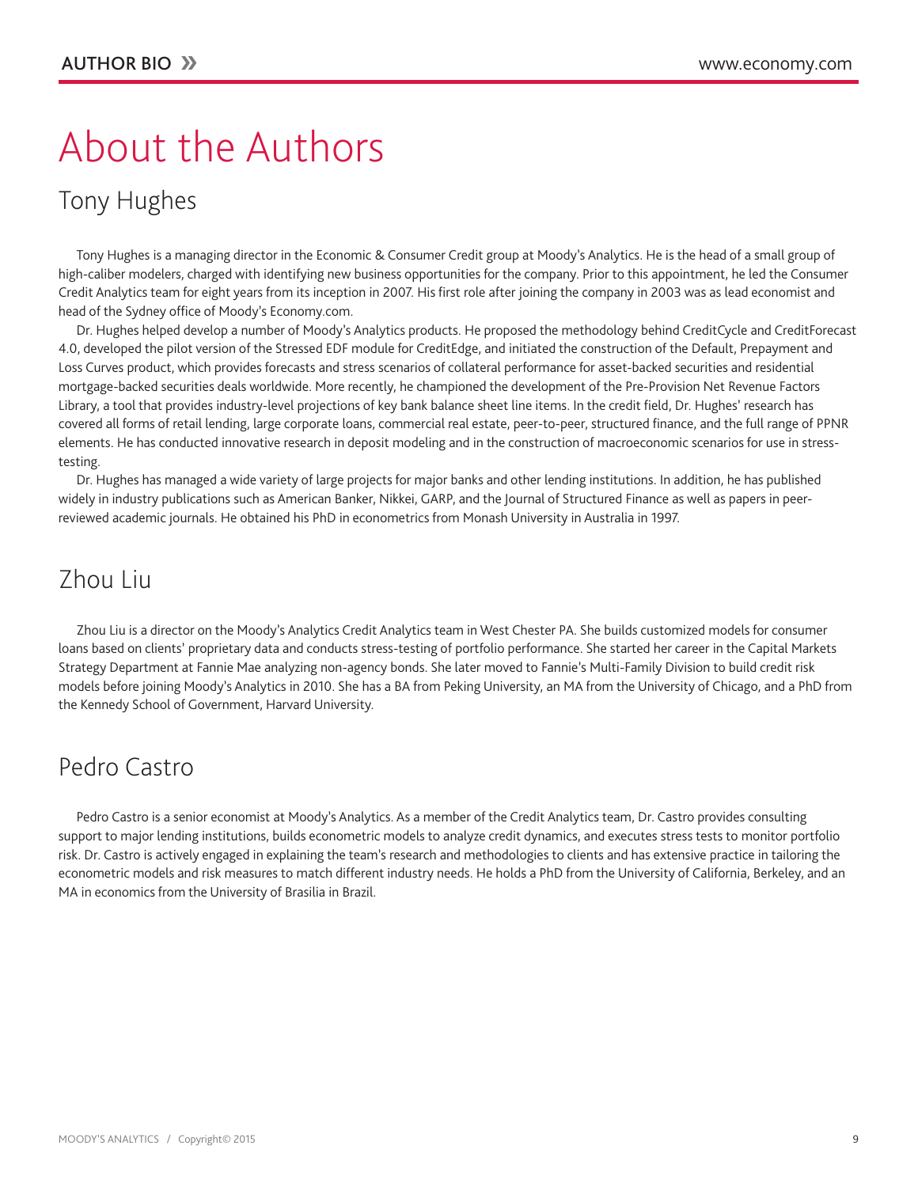# About the Authors

## Tony Hughes

Tony Hughes is a managing director in the Economic & Consumer Credit group at Moody's Analytics. He is the head of a small group of high-caliber modelers, charged with identifying new business opportunities for the company. Prior to this appointment, he led the Consumer Credit Analytics team for eight years from its inception in 2007. His first role after joining the company in 2003 was as lead economist and head of the Sydney office of Moody's Economy.com.

Dr. Hughes helped develop a number of Moody's Analytics products. He proposed the methodology behind CreditCycle and CreditForecast 4.0, developed the pilot version of the Stressed EDF module for CreditEdge, and initiated the construction of the Default, Prepayment and Loss Curves product, which provides forecasts and stress scenarios of collateral performance for asset-backed securities and residential mortgage-backed securities deals worldwide. More recently, he championed the development of the Pre-Provision Net Revenue Factors Library, a tool that provides industry-level projections of key bank balance sheet line items. In the credit field, Dr. Hughes' research has covered all forms of retail lending, large corporate loans, commercial real estate, peer-to-peer, structured finance, and the full range of PPNR elements. He has conducted innovative research in deposit modeling and in the construction of macroeconomic scenarios for use in stress-testing.

Dr. Hughes has managed a wide variety of large projects for major banks and other lending institutions. In addition, he has published widely in industry publications such as American Banker, Nikkei, GARP, and the Journal of Structured Finance as well as papers in peer-reviewed academic journals. He obtained his PhD in econometrics from Monash University in Australia in 1997.

## Zhou Liu

Zhou Liu is a director on the Moody's Analytics Credit Analytics team in West Chester PA. She builds customized models for consumer loans based on clients' proprietary data and conducts stress-testing of portfolio performance. She started her career in the Capital Markets Strategy Department at Fannie Mae analyzing non-agency bonds. She later moved to Fannie's Multi-Family Division to build credit risk models before joining Moody's Analytics in 2010. She has a BA from Peking University, an MA from the University of Chicago, and a PhD from the Kennedy School of Government, Harvard University.

## Pedro Castro

Pedro Castro is a senior economist at Moody's Analytics. As a member of the Credit Analytics team, Dr. Castro provides consulting support to major lending institutions, builds econometric models to analyze credit dynamics, and executes stress tests to monitor portfolio risk. Dr. Castro is actively engaged in explaining the team's research and methodologies to clients and has extensive practice in tailoring the econometric models and risk measures to match different industry needs. He holds a PhD from the University of California, Berkeley, and an MA in economics from the University of Brasilia in Brazil.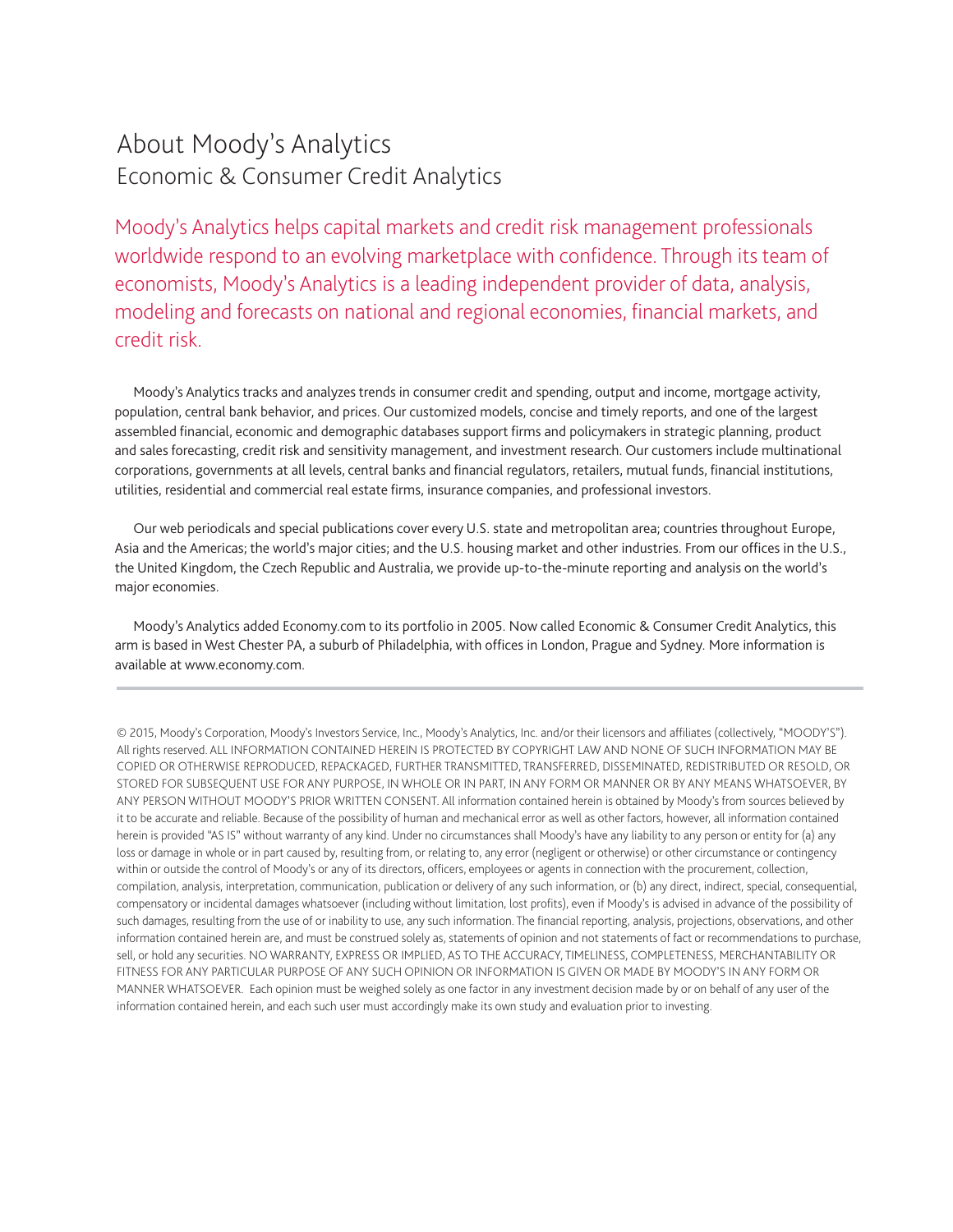# About Moody's Analytics

## Economic & Consumer Credit Analytics

Moody's Analytics helps capital markets and credit risk management professionals worldwide respond to an evolving marketplace with confidence. Through its team of economists, Moody's Analytics is a leading independent provider of data, analysis, modeling and forecasts on national and regional economies, financial markets, and credit risk.

Moody's Analytics tracks and analyzes trends in consumer credit and spending, output and income, mortgage activity, population, central bank behavior, and prices. Our customized models, concise and timely reports, and one of the largest assembled financial, economic and demographic databases support firms and policymakers in strategic planning, product and sales forecasting, credit risk and sensitivity management, and investment research. Our customers include multinational corporations, governments at all levels, central banks and financial regulators, retailers, mutual funds, financial institutions, utilities, residential and commercial real estate firms, insurance companies, and professional investors.

Our web periodicals and special publications cover every U.S. state and metropolitan area; countries throughout Europe, Asia and the Americas; the world's major cities; and the U.S. housing market and other industries. From our offices in the U.S., the United Kingdom, the Czech Republic and Australia, we provide up-to-the-minute reporting and analysis on the world's major economies.

Moody's Analytics added Economy.com to its portfolio in 2005. Now called Economic & Consumer Credit Analytics, this arm is based in West Chester PA, a suburb of Philadelphia, with offices in London, Prague and Sydney. More information is available at www.economy.com.

---

© 2015, Moody's Corporation, Moody's Investors Service, Inc., Moody's Analytics, Inc. and/or their licensors and affiliates (collectively, "MOODY'S"). All rights reserved. ALL INFORMATION CONTAINED HEREIN IS PROTECTED BY COPYRIGHT LAW AND NONE OF SUCH INFORMATION MAY BE COPIED OR OTHERWISE REPRODUCED, REPACKAGED, FURTHER TRANSMITTED, TRANSFERRED, DISSEMINATED, REDISTRIBUTED OR RESOLD, OR STORED FOR SUBSEQUENT USE FOR ANY PURPOSE, IN WHOLE OR IN PART, IN ANY FORM OR MANNER OR BY ANY MEANS WHATSOEVER, BY ANY PERSON WITHOUT MOODY'S PRIOR WRITTEN CONSENT. All information contained herein is obtained by Moody's from sources believed by it to be accurate and reliable. Because of the possibility of human and mechanical error as well as other factors, however, all information contained herein is provided "AS IS" without warranty of any kind. Under no circumstances shall Moody's have any liability to any person or entity for (a) any loss or damage in whole or in part caused by, resulting from, or relating to, any error (negligent or otherwise) or other circumstance or contingency within or outside the control of Moody's or any of its directors, officers, employees or agents in connection with the procurement, collection, compilation, analysis, interpretation, communication, publication or delivery of any such information, or (b) any direct, indirect, special, consequential, compensatory or incidental damages whatsoever (including without limitation, lost profits), even if Moody's is advised in advance of the possibility of such damages, resulting from the use of or inability to use, any such information. The financial reporting, analysis, projections, observations, and other information contained herein are, and must be construed solely as, statements of opinion and not statements of fact or recommendations to purchase, sell, or hold any securities. NO WARRANTY, EXPRESS OR IMPLIED, AS TO THE ACCURACY, TIMELINESS, COMPLETENESS, MERCHANTABILITY OR FITNESS FOR ANY PARTICULAR PURPOSE OF ANY SUCH OPINION OR INFORMATION IS GIVEN OR MADE BY MOODY'S IN ANY FORM OR MANNER WHATSOEVER. Each opinion must be weighed solely as one factor in any investment decision made by or on behalf of any user of the information contained herein, and each such user must accordingly make its own study and evaluation prior to investing.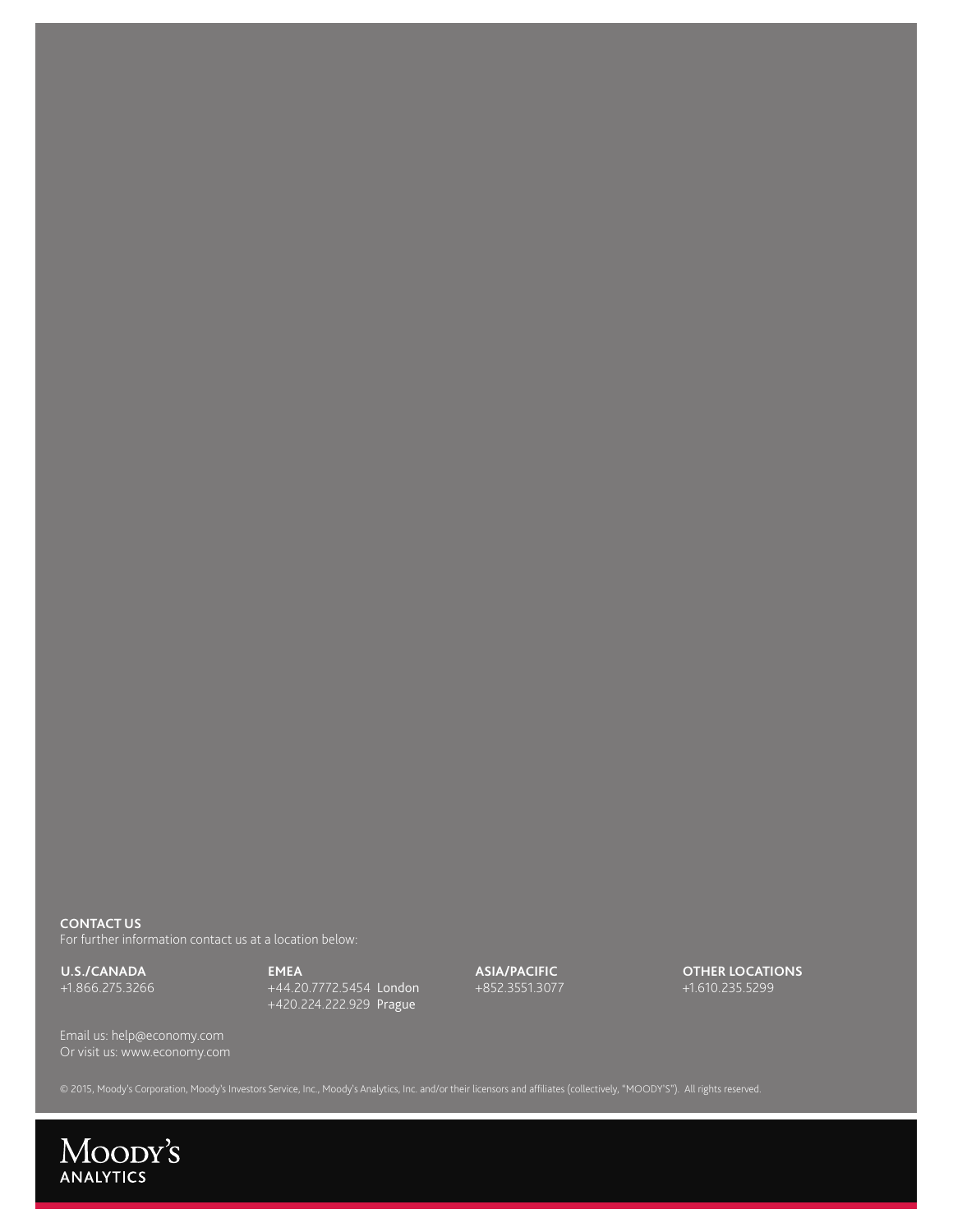**CONTACT US**

For further information contact us at a location below:

**U.S./CANADA**
+1.866.275.3266

**EMEA**
+44.20.7772.5454 London
+420.224.222.929 Prague

**ASIA/PACIFIC**
+852.3551.3077

**OTHER LOCATIONS**
+1.610.235.5299

Email us: help@economy.com
Or visit us: www.economy.com

© 2015, Moody's Corporation, Moody's Investors Service, Inc., Moody's Analytics, Inc. and/or their licensors and affiliates (collectively, "MOODY'S"). All rights reserved.

Moody's
ANALYTICS